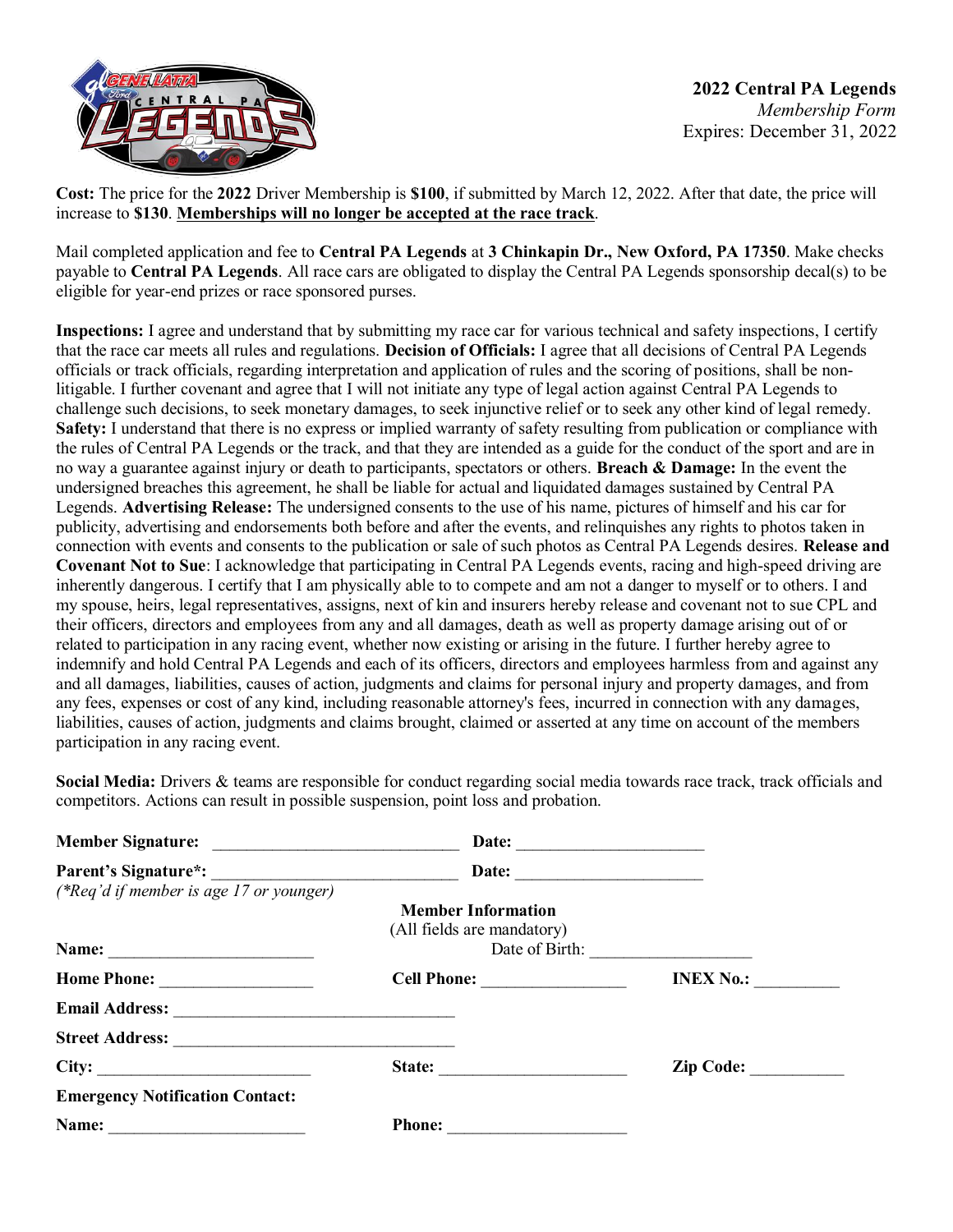**2022 Central PA Legends**

*Membership Form*

Expires: December 31, 2022

**Cost:** The price for the **2022** Driver Membership is **$100**, if submitted by March 12, 2022. After that date, the price will increase to **$130**. **Memberships will no longer be accepted at the race track**.

Mail completed application and fee to **Central PA Legends** at **3 Chinkapin Dr., New Oxford, PA 17350**. Make checks payable to **Central PA Legends**. All race cars are obligated to display the Central PA Legends sponsorship decal(s) to be eligible for year-end prizes or race sponsored purses.

**Inspections:** I agree and understand that by submitting my race car for various technical and safety inspections, I certify that the race car meets all rules and regulations. **Decision of Officials:** I agree that all decisions of Central PA Legends officials or track officials, regarding interpretation and application of rules and the scoring of positions, shall be non-litigable. I further covenant and agree that I will not initiate any type of legal action against Central PA Legends to challenge such decisions, to seek monetary damages, to seek injunctive relief or to seek any other kind of legal remedy. **Safety:** I understand that there is no express or implied warranty of safety resulting from publication or compliance with the rules of Central PA Legends or the track, and that they are intended as a guide for the conduct of the sport and are in no way a guarantee against injury or death to participants, spectators or others. **Breach & Damage:** In the event the undersigned breaches this agreement, he shall be liable for actual and liquidated damages sustained by Central PA Legends. **Advertising Release:** The undersigned consents to the use of his name, pictures of himself and his car for publicity, advertising and endorsements both before and after the events, and relinquishes any rights to photos taken in connection with events and consents to the publication or sale of such photos as Central PA Legends desires. **Release and Covenant Not to Sue**: I acknowledge that participating in Central PA Legends events, racing and high-speed driving are inherently dangerous. I certify that I am physically able to to compete and am not a danger to myself or to others. I and my spouse, heirs, legal representatives, assigns, next of kin and insurers hereby release and covenant not to sue CPL and their officers, directors and employees from any and all damages, death as well as property damage arising out of or related to participation in any racing event, whether now existing or arising in the future. I further hereby agree to indemnify and hold Central PA Legends and each of its officers, directors and employees harmless from and against any and all damages, liabilities, causes of action, judgments and claims for personal injury and property damages, and from any fees, expenses or cost of any kind, including reasonable attorney's fees, incurred in connection with any damages, liabilities, causes of action, judgments and claims brought, claimed or asserted at any time on account of the members participation in any racing event.

**Social Media:** Drivers & teams are responsible for conduct regarding social media towards race track, track officials and competitors. Actions can result in possible suspension, point loss and probation.

**Member Signature:** ______________________ **Date:** ____________________

**Parent's Signature*:** ______________________ **Date:** ____________________

*(*Req'd if member is age 17 or younger)*

**Member Information**

(All fields are mandatory)

**Name:** ____________________ Date of Birth: ________________

**Home Phone:** ________________ **Cell Phone:** ________________ **INEX No.:** __________

**Email Address:** ______________________________

**Street Address:** ______________________________

**City:** ____________________ **State:** ____________________ **Zip Code:** __________

**Emergency Notification Contact:**

**Name:** ____________________ **Phone:** ____________________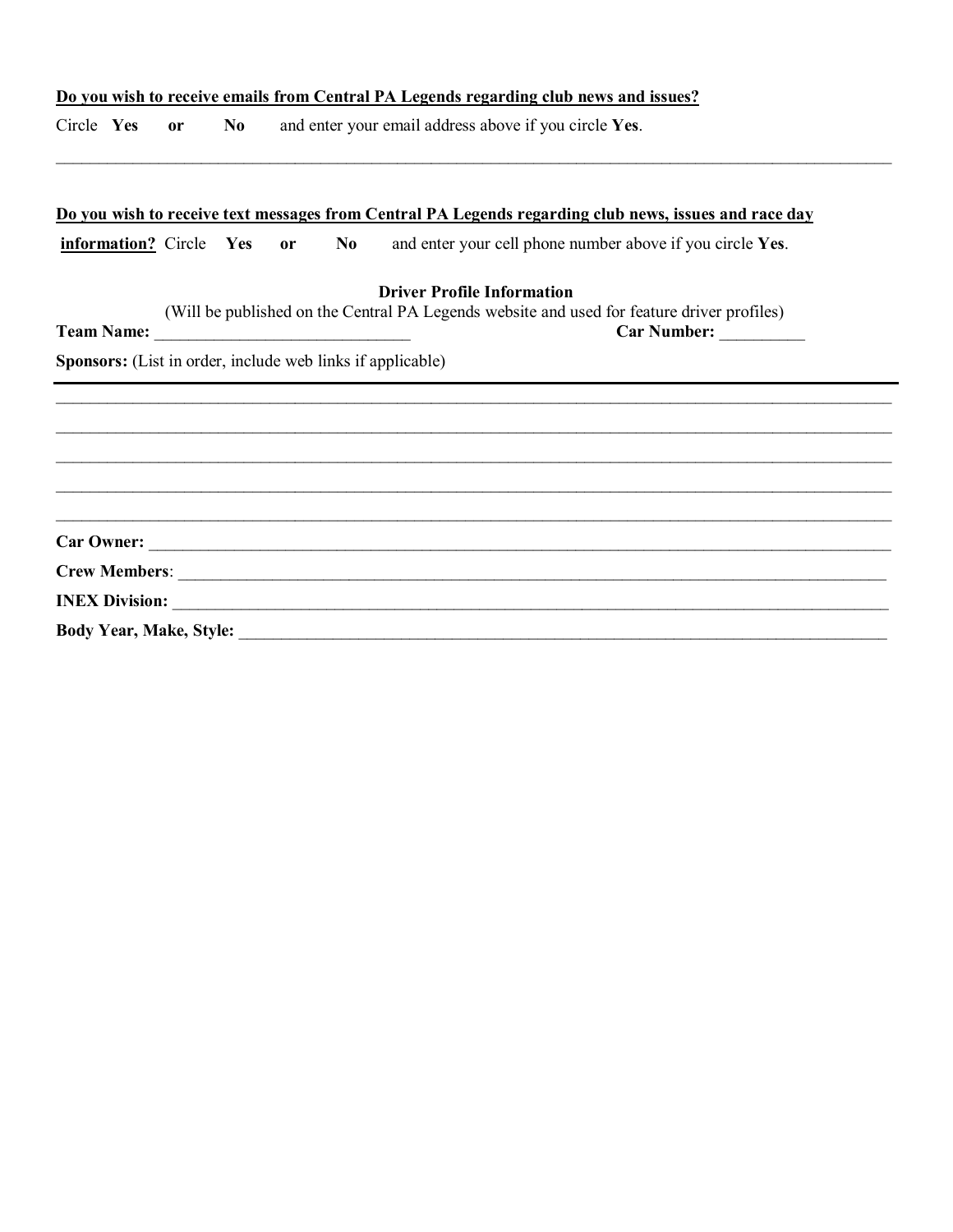**Do you wish to receive emails from Central PA Legends regarding club news and issues?**

Circle **Yes** **or** **No** and enter your email address above if you circle **Yes**.

---

**Do you wish to receive text messages from Central PA Legends regarding club news, issues and race day information?** Circle **Yes** **or** **No** and enter your cell phone number above if you circle **Yes**.

**Driver Profile Information**

(Will be published on the Central PA Legends website and used for feature driver profiles)

**Team Name:** ______________________________ **Car Number:** __________

**Sponsors:** (List in order, include web links if applicable)

---

______________________________________________________________________________

______________________________________________________________________________

______________________________________________________________________________

______________________________________________________________________________

______________________________________________________________________________

**Car Owner:** ______________________________________________________________________

**Crew Members**: __________________________________________________________________

**INEX Division:** ___________________________________________________________________

**Body Year, Make, Style:** ____________________________________________________________